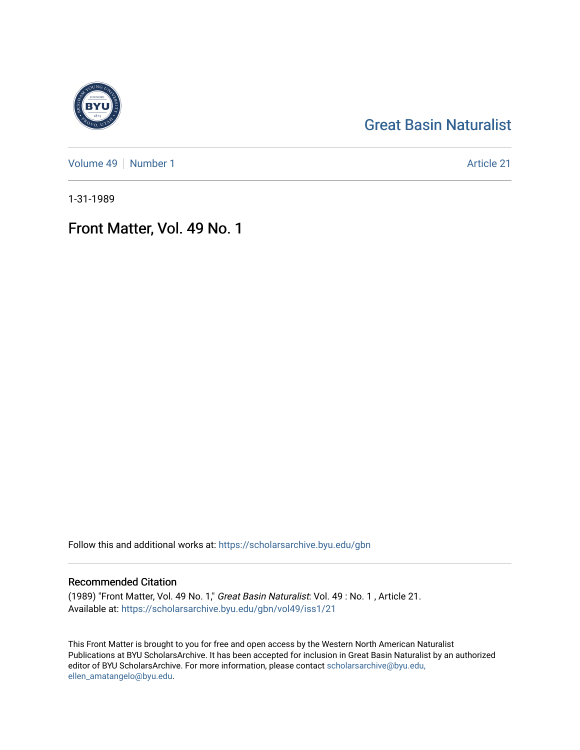Great Basin Naturalist

Volume 49 | Number 1

Article 21

1-31-1989

# Front Matter, Vol. 49 No. 1

Follow this and additional works at: https://scholarsarchive.byu.edu/gbn

## Recommended Citation

(1989) "Front Matter, Vol. 49 No. 1," *Great Basin Naturalist*: Vol. 49 : No. 1 , Article 21.
Available at: https://scholarsarchive.byu.edu/gbn/vol49/iss1/21

This Front Matter is brought to you for free and open access by the Western North American Naturalist Publications at BYU ScholarsArchive. It has been accepted for inclusion in Great Basin Naturalist by an authorized editor of BYU ScholarsArchive. For more information, please contact scholarsarchive@byu.edu, ellen_amatangelo@byu.edu.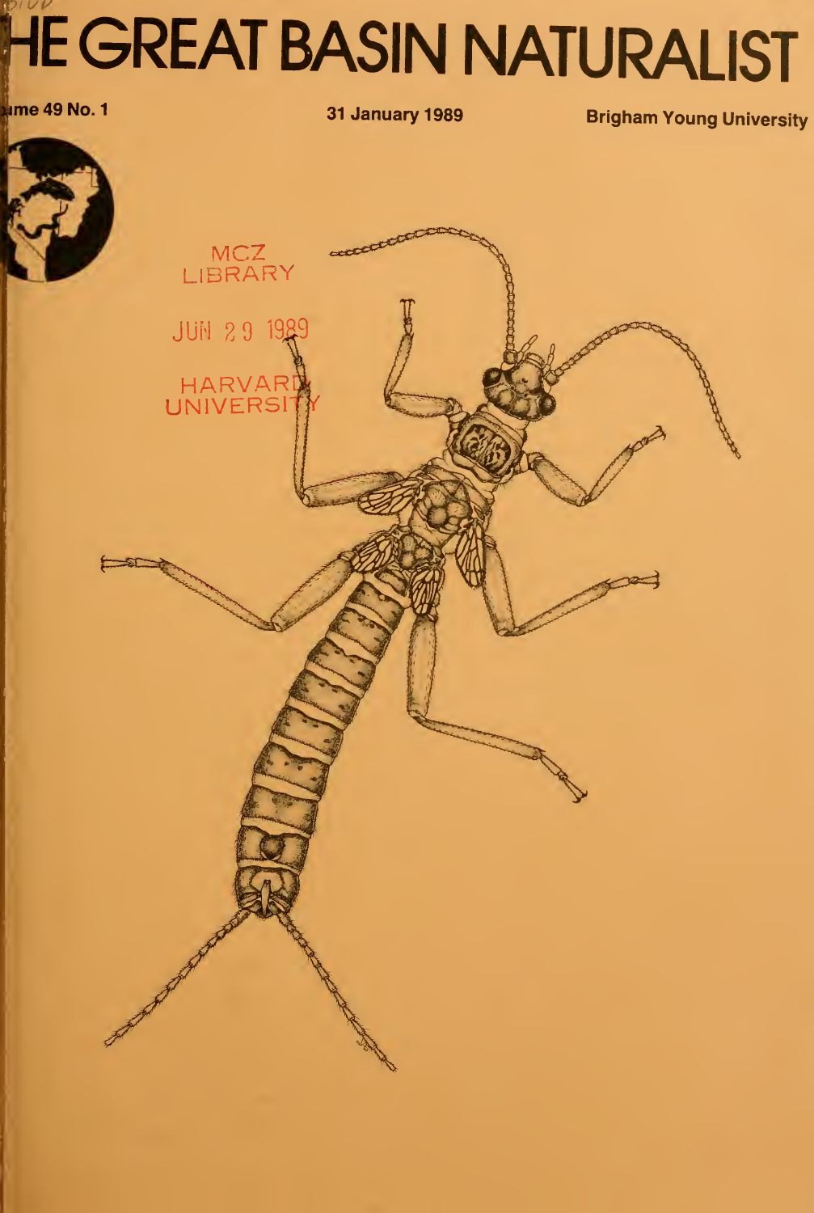# THE GREAT BASIN NATURALIST

Volume 49 No. 1

31 January 1989

Brigham Young University

MCZ
LIBRARY

JUN 29 1989

HARVARD
UNIVERSITY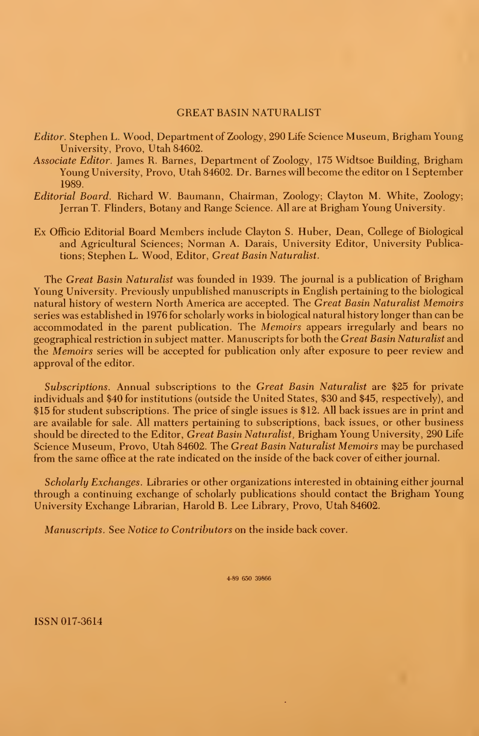# GREAT BASIN NATURALIST

*Editor.* Stephen L. Wood, Department of Zoology, 290 Life Science Museum, Brigham Young University, Provo, Utah 84602.

*Associate Editor.* James R. Barnes, Department of Zoology, 175 Widtsoe Building, Brigham Young University, Provo, Utah 84602. Dr. Barnes will become the editor on 1 September 1989.

*Editorial Board.* Richard W. Baumann, Chairman, Zoology; Clayton M. White, Zoology; Jerran T. Flinders, Botany and Range Science. All are at Brigham Young University.

Ex Officio Editorial Board Members include Clayton S. Huber, Dean, College of Biological and Agricultural Sciences; Norman A. Darais, University Editor, University Publications; Stephen L. Wood, Editor, *Great Basin Naturalist.*

The *Great Basin Naturalist* was founded in 1939. The journal is a publication of Brigham Young University. Previously unpublished manuscripts in English pertaining to the biological natural history of western North America are accepted. The *Great Basin Naturalist Memoirs* series was established in 1976 for scholarly works in biological natural history longer than can be accommodated in the parent publication. The *Memoirs* appears irregularly and bears no geographical restriction in subject matter. Manuscripts for both the *Great Basin Naturalist* and the *Memoirs* series will be accepted for publication only after exposure to peer review and approval of the editor.

*Subscriptions.* Annual subscriptions to the *Great Basin Naturalist* are $25 for private individuals and $40 for institutions (outside the United States, $30 and $45, respectively), and $15 for student subscriptions. The price of single issues is $12. All back issues are in print and are available for sale. All matters pertaining to subscriptions, back issues, or other business should be directed to the Editor, *Great Basin Naturalist,* Brigham Young University, 290 Life Science Museum, Provo, Utah 84602. The *Great Basin Naturalist Memoirs* may be purchased from the same office at the rate indicated on the inside of the back cover of either journal.

*Scholarly Exchanges.* Libraries or other organizations interested in obtaining either journal through a continuing exchange of scholarly publications should contact the Brigham Young University Exchange Librarian, Harold B. Lee Library, Provo, Utah 84602.

*Manuscripts.* See *Notice to Contributors* on the inside back cover.

4-89 650 39866

ISSN 017-3614